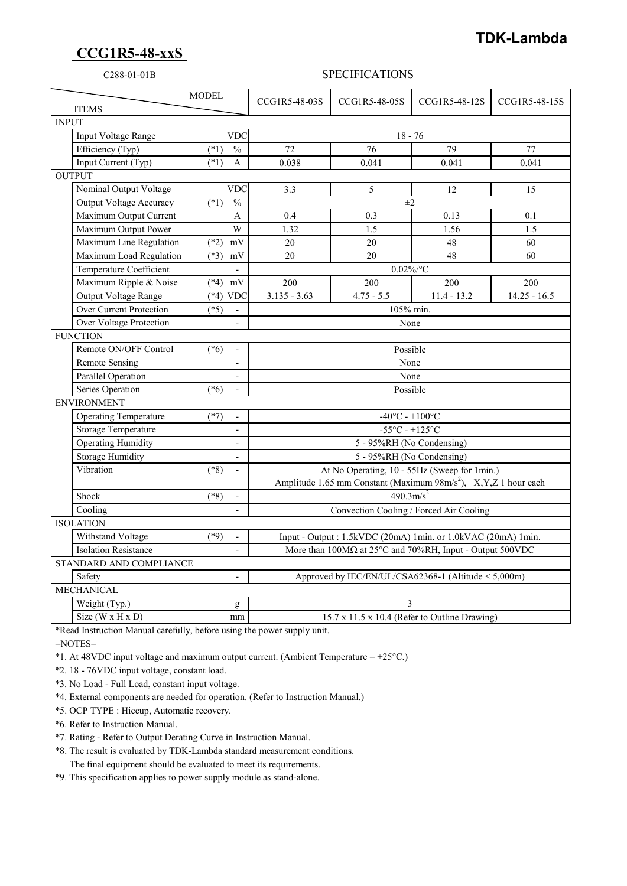**TDK-Lambda**

# CCG1R5-48-xxS

C288-01-01B

## SPECIFICATIONS

| ITEMS | | | MODEL | CCG1R5-48-03S | CCG1R5-48-05S | CCG1R5-48-12S | CCG1R5-48-15S |
|---|---|---|---|---|---|---|---|
| INPUT | | | | | | | |
| | Input Voltage Range | | VDC | 18 - 76 | | | |
| | Efficiency (Typ) | (*1) | % | 72 | 76 | 79 | 77 |
| | Input Current (Typ) | (*1) | A | 0.038 | 0.041 | 0.041 | 0.041 |
| OUTPUT | | | | | | | |
| | Nominal Output Voltage | | VDC | 3.3 | 5 | 12 | 15 |
| | Output Voltage Accuracy | (*1) | % | ±2 | | | |
| | Maximum Output Current | | A | 0.4 | 0.3 | 0.13 | 0.1 |
| | Maximum Output Power | | W | 1.32 | 1.5 | 1.56 | 1.5 |
| | Maximum Line Regulation | (*2) | mV | 20 | 20 | 48 | 60 |
| | Maximum Load Regulation | (*3) | mV | 20 | 20 | 48 | 60 |
| | Temperature Coefficient | | - | 0.02%/°C | | | |
| | Maximum Ripple & Noise | (*4) | mV | 200 | 200 | 200 | 200 |
| | Output Voltage Range | (*4) | VDC | 3.135 - 3.63 | 4.75 - 5.5 | 11.4 - 13.2 | 14.25 - 16.5 |
| | Over Current Protection | (*5) | - | 105% min. | | | |
| | Over Voltage Protection | | - | None | | | |
| FUNCTION | | | | | | | |
| | Remote ON/OFF Control | (*6) | - | Possible | | | |
| | Remote Sensing | | - | None | | | |
| | Parallel Operation | | - | None | | | |
| | Series Operation | (*6) | - | Possible | | | |
| ENVIRONMENT | | | | | | | |
| | Operating Temperature | (*7) | - | -40°C - +100°C | | | |
| | Storage Temperature | | - | -55°C - +125°C | | | |
| | Operating Humidity | | - | 5 - 95%RH (No Condensing) | | | |
| | Storage Humidity | | - | 5 - 95%RH (No Condensing) | | | |
| | Vibration | (*8) | - | At No Operating, 10 - 55Hz (Sweep for 1min.) Amplitude 1.65 mm Constant (Maximum $98m/s^2$), X,Y,Z 1 hour each | | | |
| | Shock | (*8) | - | $490.3m/s^2$ | | | |
| | Cooling | | - | Convection Cooling / Forced Air Cooling | | | |
| ISOLATION | | | | | | | |
| | Withstand Voltage | (*9) | - | Input - Output : 1.5kVDC (20mA) 1min. or 1.0kVAC (20mA) 1min. | | | |
| | Isolation Resistance | | - | More than 100MΩ at 25°C and 70%RH, Input - Output 500VDC | | | |
| STANDARD AND COMPLIANCE | | | | | | | |
| | Safety | | - | Approved by IEC/EN/UL/CSA62368-1 (Altitude ≤ 5,000m) | | | |
| MECHANICAL | | | | | | | |
| | Weight (Typ.) | | g | 3 | | | |
| | Size (W x H x D) | | mm | 15.7 x 11.5 x 10.4 (Refer to Outline Drawing) | | | |

*Read Instruction Manual carefully, before using the power supply unit.

=NOTES=

*1. At 48VDC input voltage and maximum output current. (Ambient Temperature = +25°C.)

*2. 18 - 76VDC input voltage, constant load.

*3. No Load - Full Load, constant input voltage.

*4. External components are needed for operation. (Refer to Instruction Manual.)

*5. OCP TYPE : Hiccup, Automatic recovery.

*6. Refer to Instruction Manual.

*7. Rating - Refer to Output Derating Curve in Instruction Manual.

*8. The result is evaluated by TDK-Lambda standard measurement conditions.
The final equipment should be evaluated to meet its requirements.

*9. This specification applies to power supply module as stand-alone.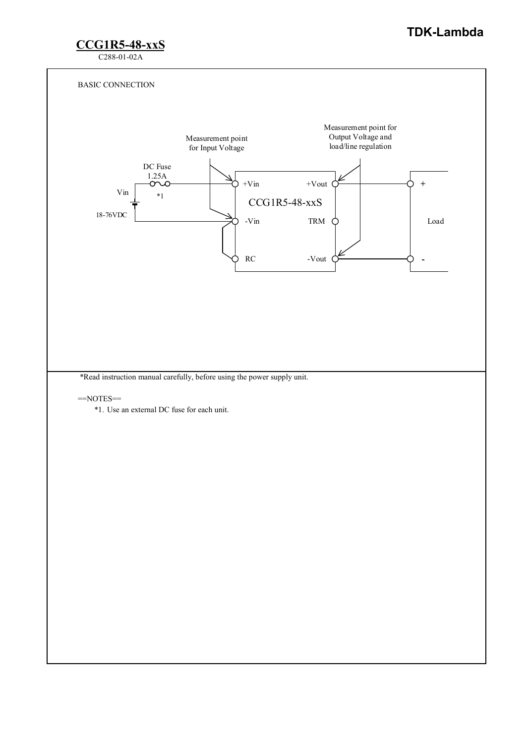## CCG1R5-48-xxS

C288-01-02A

BASIC CONNECTION

Measurement point for Input Voltage

Measurement point for Output Voltage and load/line regulation

DC Fuse
1.25A
*1

Vin
18-76VDC

+Vin
-Vin
RC
CCG1R5-48-xxS
+Vout
TRM
-Vout

+
Load
-

*Read instruction manual carefully, before using the power supply unit.

==NOTES==

*1. Use an external DC fuse for each unit.